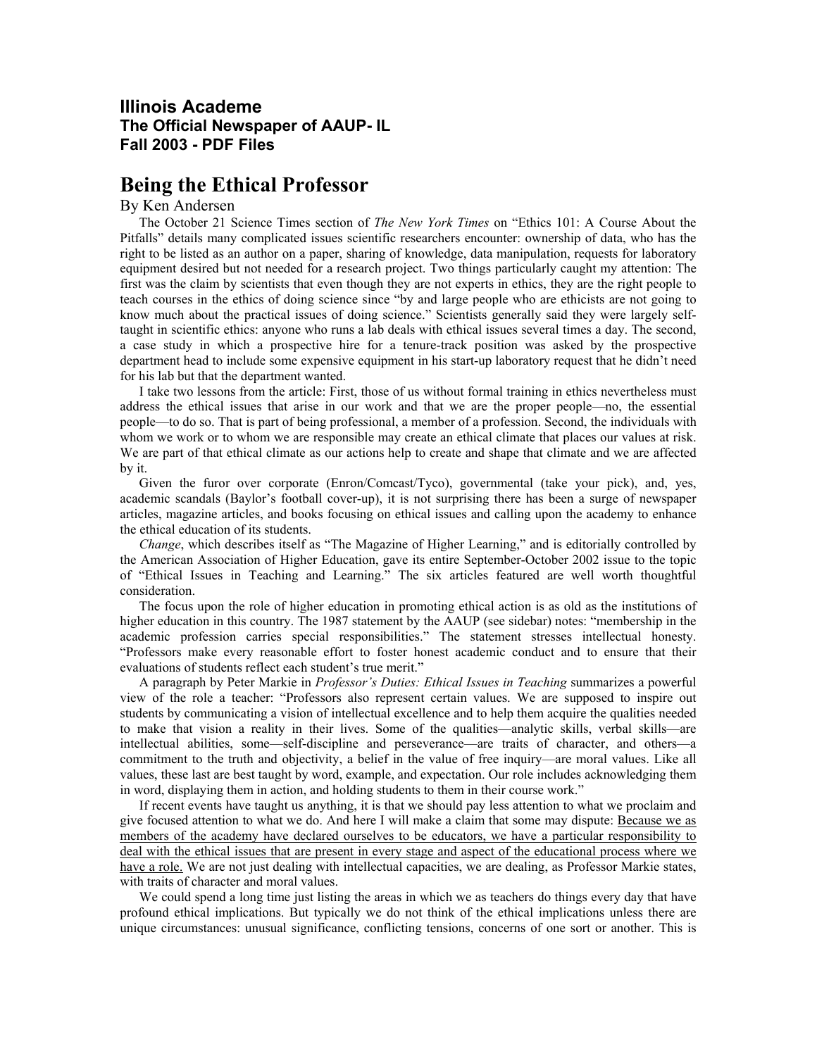**Illinois Academe**
**The Official Newspaper of AAUP- IL**
**Fall 2003 - PDF Files**

# Being the Ethical Professor

By Ken Andersen

The October 21 Science Times section of *The New York Times* on "Ethics 101: A Course About the Pitfalls" details many complicated issues scientific researchers encounter: ownership of data, who has the right to be listed as an author on a paper, sharing of knowledge, data manipulation, requests for laboratory equipment desired but not needed for a research project. Two things particularly caught my attention: The first was the claim by scientists that even though they are not experts in ethics, they are the right people to teach courses in the ethics of doing science since "by and large people who are ethicists are not going to know much about the practical issues of doing science." Scientists generally said they were largely self-taught in scientific ethics: anyone who runs a lab deals with ethical issues several times a day. The second, a case study in which a prospective hire for a tenure-track position was asked by the prospective department head to include some expensive equipment in his start-up laboratory request that he didn't need for his lab but that the department wanted.

I take two lessons from the article: First, those of us without formal training in ethics nevertheless must address the ethical issues that arise in our work and that we are the proper people—no, the essential people—to do so. That is part of being professional, a member of a profession. Second, the individuals with whom we work or to whom we are responsible may create an ethical climate that places our values at risk. We are part of that ethical climate as our actions help to create and shape that climate and we are affected by it.

Given the furor over corporate (Enron/Comcast/Tyco), governmental (take your pick), and, yes, academic scandals (Baylor's football cover-up), it is not surprising there has been a surge of newspaper articles, magazine articles, and books focusing on ethical issues and calling upon the academy to enhance the ethical education of its students.

*Change*, which describes itself as "The Magazine of Higher Learning," and is editorially controlled by the American Association of Higher Education, gave its entire September-October 2002 issue to the topic of "Ethical Issues in Teaching and Learning." The six articles featured are well worth thoughtful consideration.

The focus upon the role of higher education in promoting ethical action is as old as the institutions of higher education in this country. The 1987 statement by the AAUP (see sidebar) notes: "membership in the academic profession carries special responsibilities." The statement stresses intellectual honesty. "Professors make every reasonable effort to foster honest academic conduct and to ensure that their evaluations of students reflect each student's true merit."

A paragraph by Peter Markie in *Professor's Duties: Ethical Issues in Teaching* summarizes a powerful view of the role a teacher: "Professors also represent certain values. We are supposed to inspire out students by communicating a vision of intellectual excellence and to help them acquire the qualities needed to make that vision a reality in their lives. Some of the qualities—analytic skills, verbal skills—are intellectual abilities, some—self-discipline and perseverance—are traits of character, and others—a commitment to the truth and objectivity, a belief in the value of free inquiry—are moral values. Like all values, these last are best taught by word, example, and expectation. Our role includes acknowledging them in word, displaying them in action, and holding students to them in their course work."

If recent events have taught us anything, it is that we should pay less attention to what we proclaim and give focused attention to what we do. And here I will make a claim that some may dispute: <u>Because we as members of the academy have declared ourselves to be educators, we have a particular responsibility to deal with the ethical issues that are present in every stage and aspect of the educational process where we have a role.</u> We are not just dealing with intellectual capacities, we are dealing, as Professor Markie states, with traits of character and moral values.

We could spend a long time just listing the areas in which we as teachers do things every day that have profound ethical implications. But typically we do not think of the ethical implications unless there are unique circumstances: unusual significance, conflicting tensions, concerns of one sort or another. This is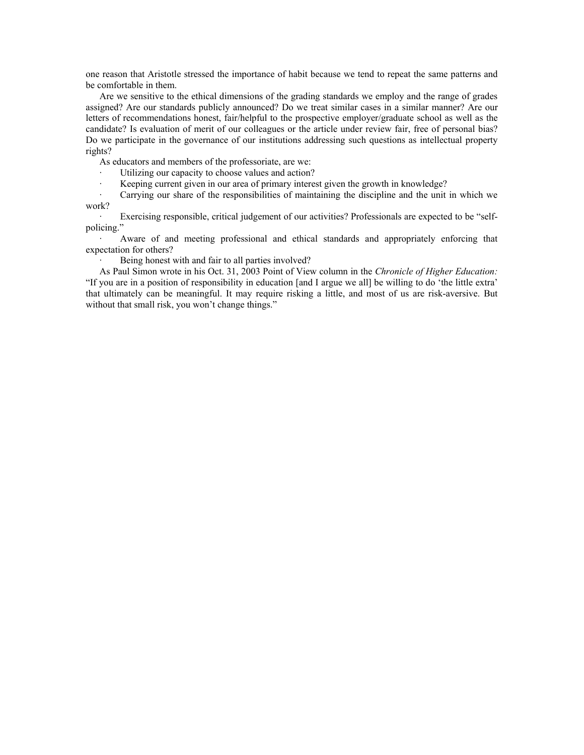one reason that Aristotle stressed the importance of habit because we tend to repeat the same patterns and be comfortable in them.

Are we sensitive to the ethical dimensions of the grading standards we employ and the range of grades assigned? Are our standards publicly announced? Do we treat similar cases in a similar manner? Are our letters of recommendations honest, fair/helpful to the prospective employer/graduate school as well as the candidate? Is evaluation of merit of our colleagues or the article under review fair, free of personal bias? Do we participate in the governance of our institutions addressing such questions as intellectual property rights?

As educators and members of the professoriate, are we:

- Utilizing our capacity to choose values and action?
- Keeping current given in our area of primary interest given the growth in knowledge?
- Carrying our share of the responsibilities of maintaining the discipline and the unit in which we work?
- Exercising responsible, critical judgement of our activities? Professionals are expected to be "self-policing."
- Aware of and meeting professional and ethical standards and appropriately enforcing that expectation for others?
- Being honest with and fair to all parties involved?

As Paul Simon wrote in his Oct. 31, 2003 Point of View column in the *Chronicle of Higher Education:* "If you are in a position of responsibility in education [and I argue we all] be willing to do 'the little extra' that ultimately can be meaningful. It may require risking a little, and most of us are risk-aversive. But without that small risk, you won't change things."